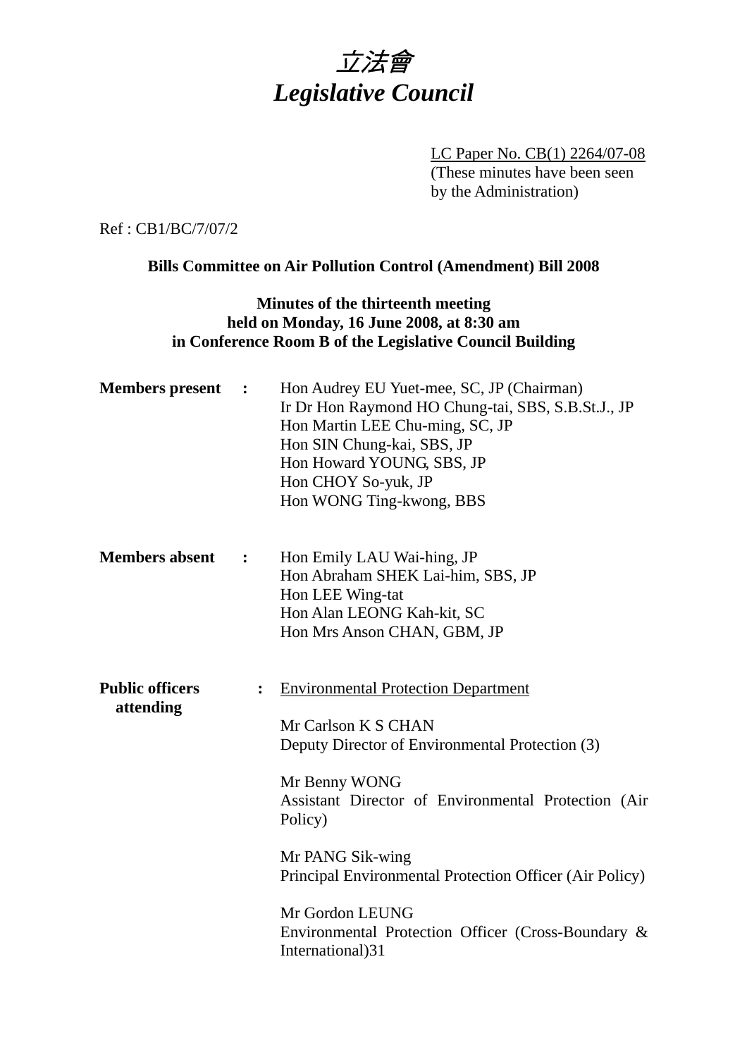# *立法會*
# *Legislative Council*

LC Paper No. CB(1) 2264/07-08
(These minutes have been seen by the Administration)

Ref : CB1/BC/7/07/2

**Bills Committee on Air Pollution Control (Amendment) Bill 2008**

**Minutes of the thirteenth meeting**
**held on Monday, 16 June 2008, at 8:30 am**
**in Conference Room B of the Legislative Council Building**

**Members present :**

Hon Audrey EU Yuet-mee, SC, JP (Chairman)
Ir Dr Hon Raymond HO Chung-tai, SBS, S.B.St.J., JP
Hon Martin LEE Chu-ming, SC, JP
Hon SIN Chung-kai, SBS, JP
Hon Howard YOUNG, SBS, JP
Hon CHOY So-yuk, JP
Hon WONG Ting-kwong, BBS

**Members absent :**

Hon Emily LAU Wai-hing, JP
Hon Abraham SHEK Lai-him, SBS, JP
Hon LEE Wing-tat
Hon Alan LEONG Kah-kit, SC
Hon Mrs Anson CHAN, GBM, JP

**Public officers attending :**

Environmental Protection Department

Mr Carlson K S CHAN
Deputy Director of Environmental Protection (3)

Mr Benny WONG
Assistant Director of Environmental Protection (Air Policy)

Mr PANG Sik-wing
Principal Environmental Protection Officer (Air Policy)

Mr Gordon LEUNG
Environmental Protection Officer (Cross-Boundary & International)31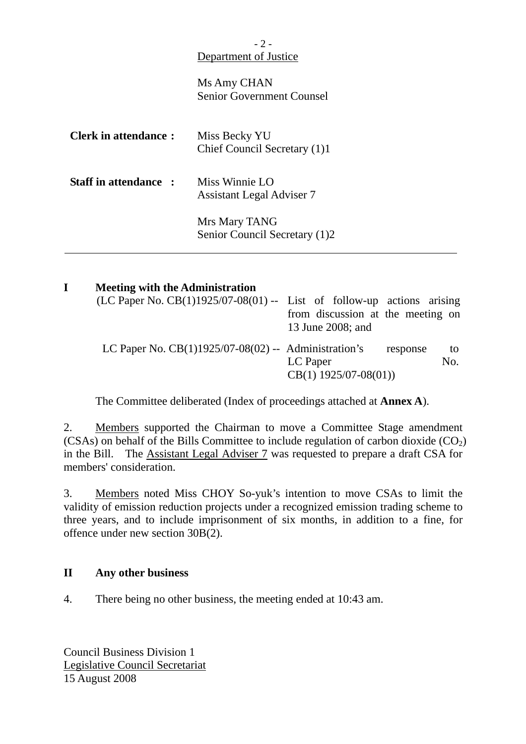Department of Justice

Ms Amy CHAN
Senior Government Counsel

**Clerk in attendance :** Miss Becky YU
Chief Council Secretary (1)1

**Staff in attendance :** Miss Winnie LO
Assistant Legal Adviser 7

Mrs Mary TANG
Senior Council Secretary (1)2

---

## I Meeting with the Administration

(LC Paper No. CB(1)1925/07-08(01) -- List of follow-up actions arising from discussion at the meeting on 13 June 2008; and

LC Paper No. CB(1)1925/07-08(02) -- Administration's response to LC Paper No. CB(1) 1925/07-08(01))

The Committee deliberated (Index of proceedings attached at **Annex A**).

2. Members supported the Chairman to move a Committee Stage amendment (CSAs) on behalf of the Bills Committee to include regulation of carbon dioxide ($CO_2$) in the Bill. The Assistant Legal Adviser 7 was requested to prepare a draft CSA for members' consideration.

3. Members noted Miss CHOY So-yuk's intention to move CSAs to limit the validity of emission reduction projects under a recognized emission trading scheme to three years, and to include imprisonment of six months, in addition to a fine, for offence under new section 30B(2).

## II Any other business

4. There being no other business, the meeting ended at 10:43 am.

Council Business Division 1
Legislative Council Secretariat
15 August 2008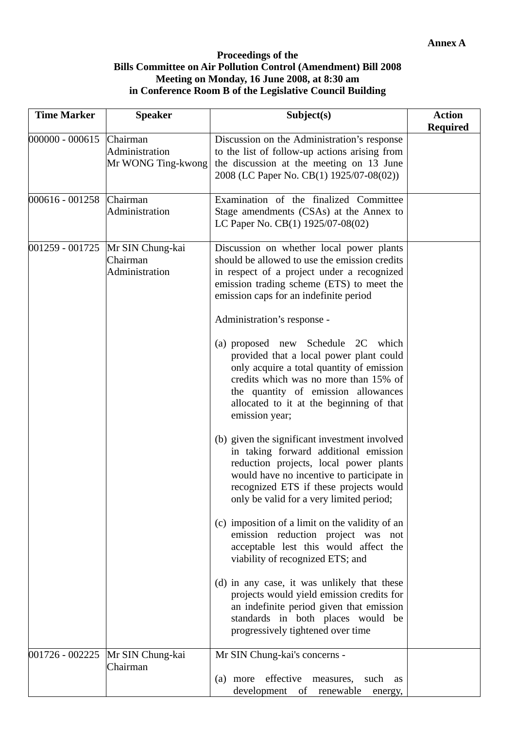**Annex A**

**Proceedings of the**
**Bills Committee on Air Pollution Control (Amendment) Bill 2008**
**Meeting on Monday, 16 June 2008, at 8:30 am**
**in Conference Room B of the Legislative Council Building**

| Time Marker | Speaker | Subject(s) | Action Required |
|---|---|---|---|
| 000000 - 000615 | Chairman<br>Administration<br>Mr WONG Ting-kwong | Discussion on the Administration's response to the list of follow-up actions arising from the discussion at the meeting on 13 June 2008 (LC Paper No. CB(1) 1925/07-08(02)) | |
| 000616 - 001258 | Chairman<br>Administration | Examination of the finalized Committee Stage amendments (CSAs) at the Annex to LC Paper No. CB(1) 1925/07-08(02) | |
| 001259 - 001725 | Mr SIN Chung-kai<br>Chairman<br>Administration | Discussion on whether local power plants should be allowed to use the emission credits in respect of a project under a recognized emission trading scheme (ETS) to meet the emission caps for an indefinite period<br><br>Administration's response -<br><br>(a) proposed new Schedule 2C which provided that a local power plant could only acquire a total quantity of emission credits which was no more than 15% of the quantity of emission allowances allocated to it at the beginning of that emission year;<br><br>(b) given the significant investment involved in taking forward additional emission reduction projects, local power plants would have no incentive to participate in recognized ETS if these projects would only be valid for a very limited period;<br><br>(c) imposition of a limit on the validity of an emission reduction project was not acceptable lest this would affect the viability of recognized ETS; and<br><br>(d) in any case, it was unlikely that these projects would yield emission credits for an indefinite period given that emission standards in both places would be progressively tightened over time | |
| 001726 - 002225 | Mr SIN Chung-kai<br>Chairman | Mr SIN Chung-kai's concerns -<br><br>(a) more effective measures, such as development of renewable energy, | |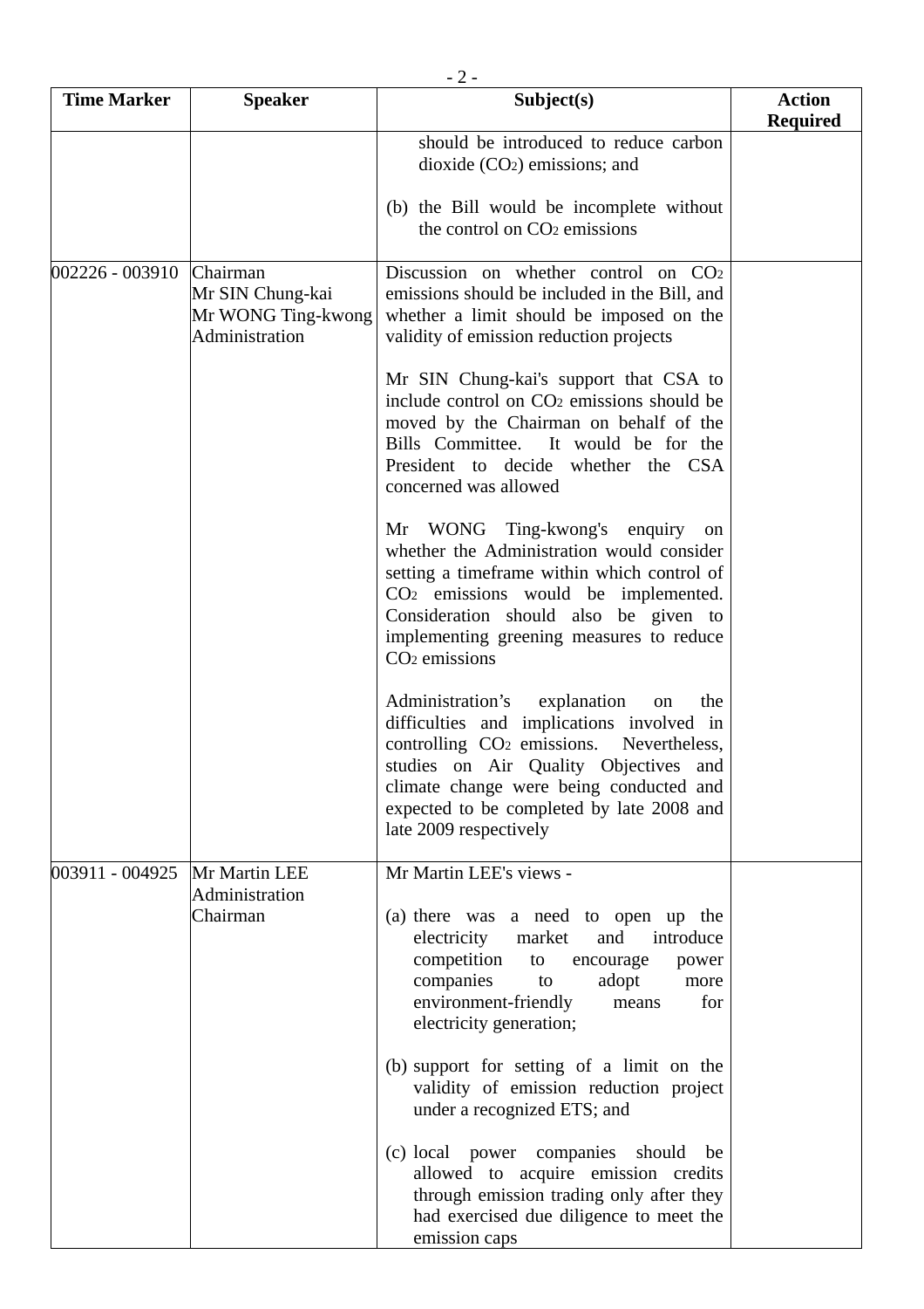| Time Marker | Speaker | Subject(s) | Action Required |
|---|---|---|---|
| | | should be introduced to reduce carbon dioxide ($CO_2$) emissions; and<br><br>(b) the Bill would be incomplete without the control on $CO_2$ emissions | |
| 002226 - 003910 | Chairman<br>Mr SIN Chung-kai<br>Mr WONG Ting-kwong<br>Administration | Discussion on whether control on $CO_2$ emissions should be included in the Bill, and whether a limit should be imposed on the validity of emission reduction projects<br><br>Mr SIN Chung-kai's support that CSA to include control on $CO_2$ emissions should be moved by the Chairman on behalf of the Bills Committee. It would be for the President to decide whether the CSA concerned was allowed<br><br>Mr WONG Ting-kwong's enquiry on whether the Administration would consider setting a timeframe within which control of $CO_2$ emissions would be implemented. Consideration should also be given to implementing greening measures to reduce $CO_2$ emissions<br><br>Administration's explanation on the difficulties and implications involved in controlling $CO_2$ emissions. Nevertheless, studies on Air Quality Objectives and climate change were being conducted and expected to be completed by late 2008 and late 2009 respectively | |
| 003911 - 004925 | Mr Martin LEE<br>Administration<br>Chairman | Mr Martin LEE's views -<br><br>(a) there was a need to open up the electricity market and introduce competition to encourage power companies to adopt more environment-friendly means for electricity generation;<br><br>(b) support for setting of a limit on the validity of emission reduction project under a recognized ETS; and<br><br>(c) local power companies should be allowed to acquire emission credits through emission trading only after they had exercised due diligence to meet the emission caps | |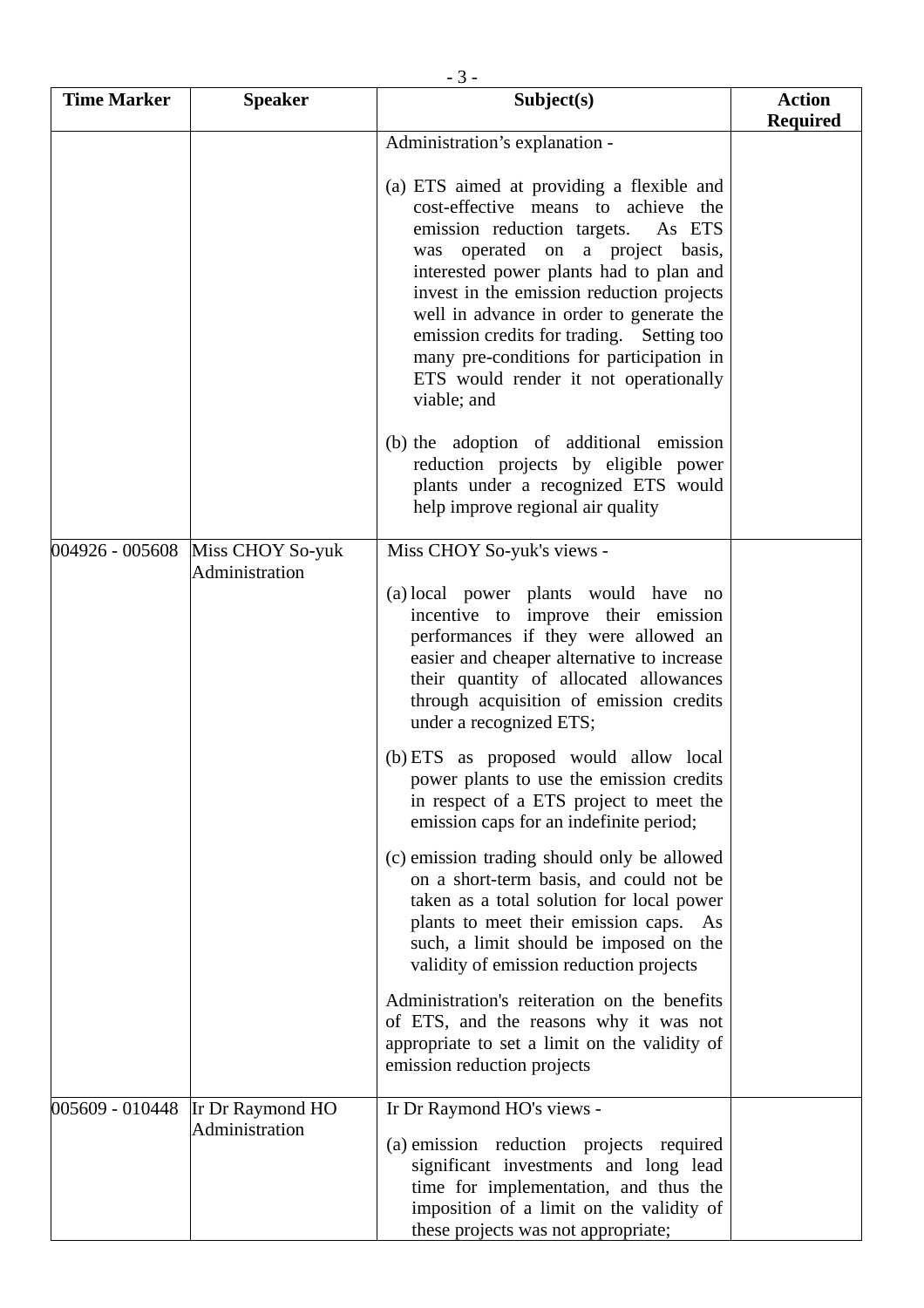| Time Marker | Speaker | Subject(s) | Action Required |
|---|---|---|---|
| | | Administration's explanation -<br><br>(a) ETS aimed at providing a flexible and cost-effective means to achieve the emission reduction targets. As ETS was operated on a project basis, interested power plants had to plan and invest in the emission reduction projects well in advance in order to generate the emission credits for trading. Setting too many pre-conditions for participation in ETS would render it not operationally viable; and<br><br>(b) the adoption of additional emission reduction projects by eligible power plants under a recognized ETS would help improve regional air quality | |
| 004926 - 005608 | Miss CHOY So-yuk<br>Administration | Miss CHOY So-yuk's views -<br><br>(a) local power plants would have no incentive to improve their emission performances if they were allowed an easier and cheaper alternative to increase their quantity of allocated allowances through acquisition of emission credits under a recognized ETS;<br><br>(b) ETS as proposed would allow local power plants to use the emission credits in respect of a ETS project to meet the emission caps for an indefinite period;<br><br>(c) emission trading should only be allowed on a short-term basis, and could not be taken as a total solution for local power plants to meet their emission caps. As such, a limit should be imposed on the validity of emission reduction projects<br><br>Administration's reiteration on the benefits of ETS, and the reasons why it was not appropriate to set a limit on the validity of emission reduction projects | |
| 005609 - 010448 | Ir Dr Raymond HO<br>Administration | Ir Dr Raymond HO's views -<br><br>(a) emission reduction projects required significant investments and long lead time for implementation, and thus the imposition of a limit on the validity of these projects was not appropriate; | |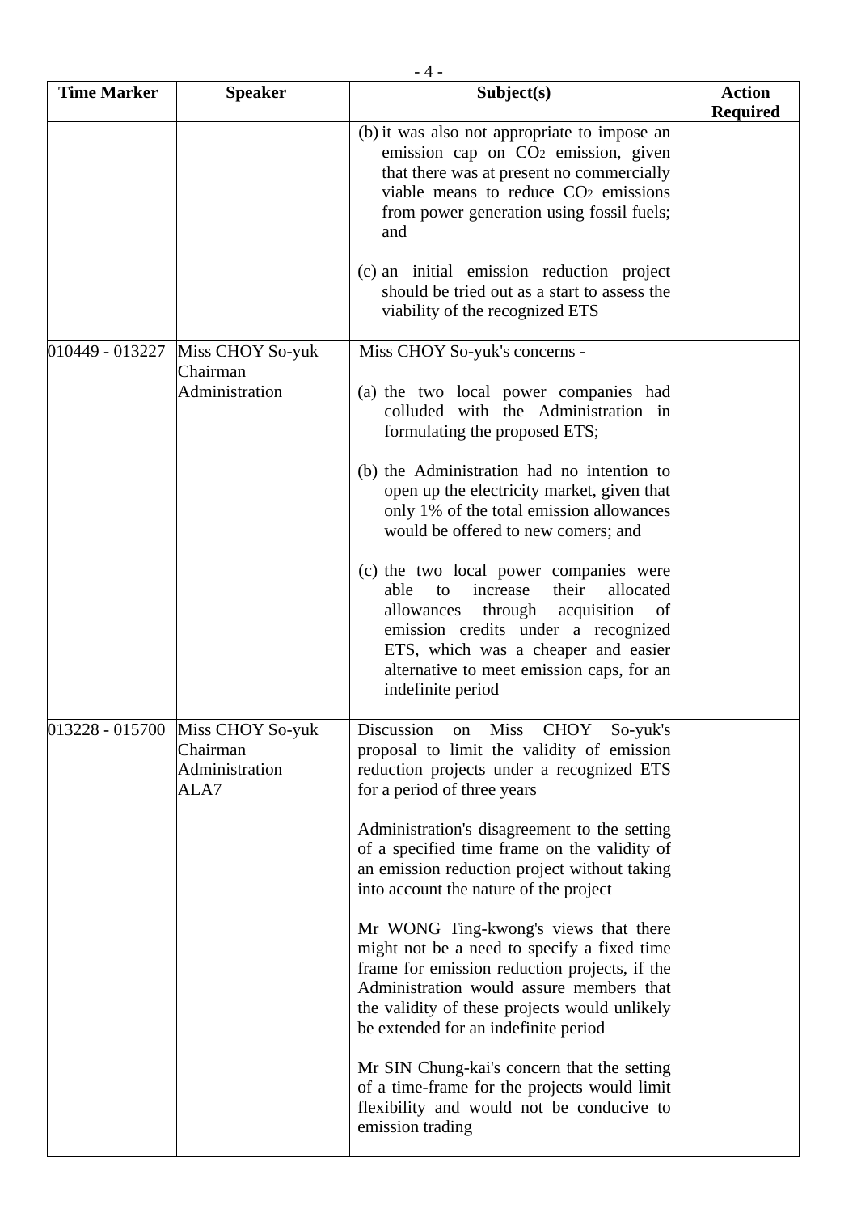| Time Marker | Speaker | Subject(s) | Action Required |
|---|---|---|---|
| | | (b) it was also not appropriate to impose an emission cap on $CO_2$ emission, given that there was at present no commercially viable means to reduce $CO_2$ emissions from power generation using fossil fuels; and<br><br>(c) an initial emission reduction project should be tried out as a start to assess the viability of the recognized ETS | |
| 010449 - 013227 | Miss CHOY So-yuk<br>Chairman<br>Administration | Miss CHOY So-yuk's concerns -<br><br>(a) the two local power companies had colluded with the Administration in formulating the proposed ETS;<br><br>(b) the Administration had no intention to open up the electricity market, given that only 1% of the total emission allowances would be offered to new comers; and<br><br>(c) the two local power companies were able to increase their allocated allowances through acquisition of emission credits under a recognized ETS, which was a cheaper and easier alternative to meet emission caps, for an indefinite period | |
| 013228 - 015700 | Miss CHOY So-yuk<br>Chairman<br>Administration<br>ALA7 | Discussion on Miss CHOY So-yuk's proposal to limit the validity of emission reduction projects under a recognized ETS for a period of three years<br><br>Administration's disagreement to the setting of a specified time frame on the validity of an emission reduction project without taking into account the nature of the project<br><br>Mr WONG Ting-kwong's views that there might not be a need to specify a fixed time frame for emission reduction projects, if the Administration would assure members that the validity of these projects would unlikely be extended for an indefinite period<br><br>Mr SIN Chung-kai's concern that the setting of a time-frame for the projects would limit flexibility and would not be conducive to emission trading | |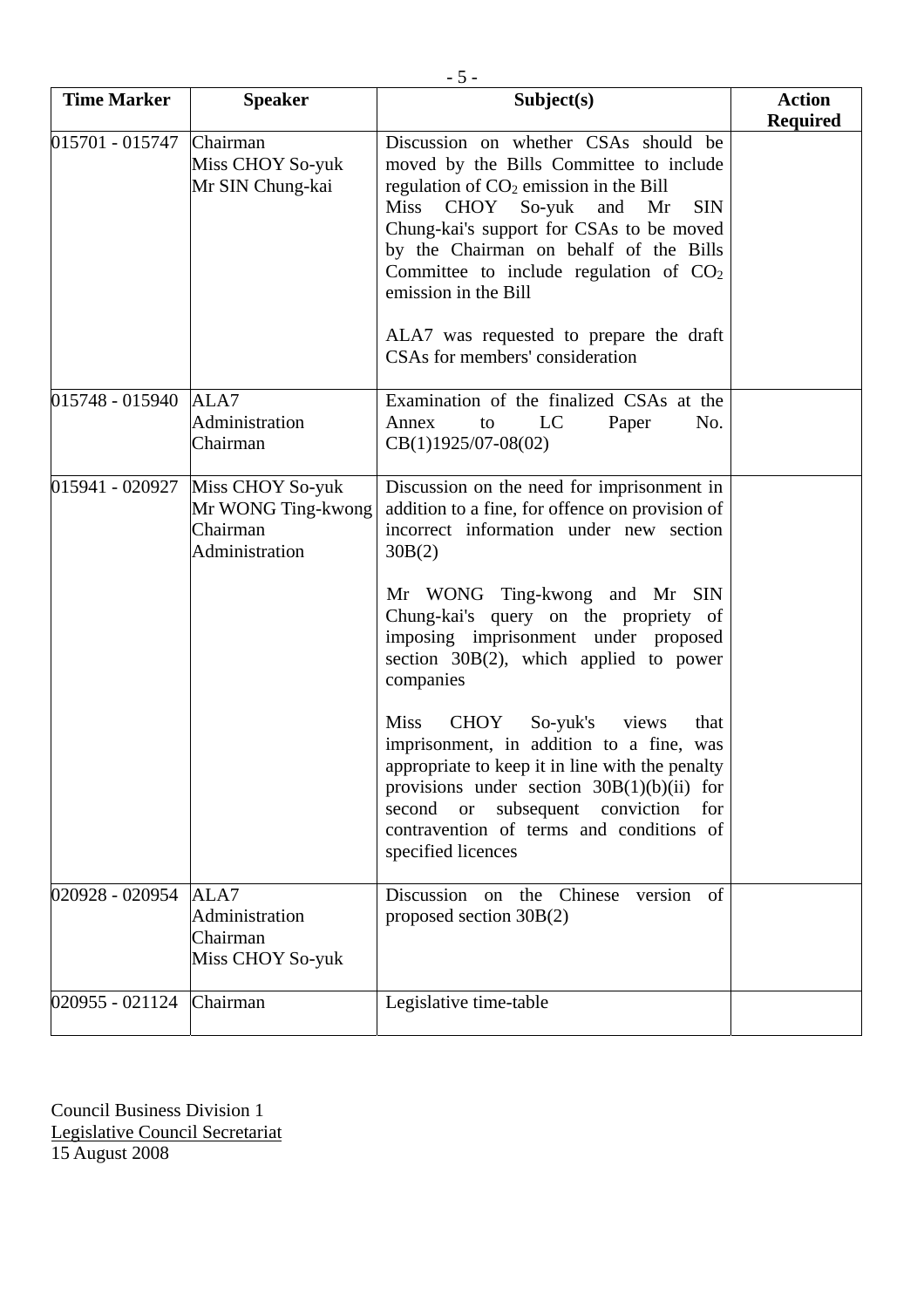| Time Marker | Speaker | Subject(s) | Action Required |
|---|---|---|---|
| 015701 - 015747 | Chairman<br>Miss CHOY So-yuk<br>Mr SIN Chung-kai | Discussion on whether CSAs should be moved by the Bills Committee to include regulation of $CO_2$ emission in the Bill<br>Miss CHOY So-yuk and Mr SIN Chung-kai's support for CSAs to be moved by the Chairman on behalf of the Bills Committee to include regulation of $CO_2$ emission in the Bill<br><br>ALA7 was requested to prepare the draft CSAs for members' consideration | |
| 015748 - 015940 | ALA7<br>Administration<br>Chairman | Examination of the finalized CSAs at the Annex to LC Paper No. CB(1)1925/07-08(02) | |
| 015941 - 020927 | Miss CHOY So-yuk<br>Mr WONG Ting-kwong<br>Chairman<br>Administration | Discussion on the need for imprisonment in addition to a fine, for offence on provision of incorrect information under new section 30B(2)<br><br>Mr WONG Ting-kwong and Mr SIN Chung-kai's query on the propriety of imposing imprisonment under proposed section 30B(2), which applied to power companies<br><br>Miss CHOY So-yuk's views that imprisonment, in addition to a fine, was appropriate to keep it in line with the penalty provisions under section 30B(1)(b)(ii) for second or subsequent conviction for contravention of terms and conditions of specified licences | |
| 020928 - 020954 | ALA7<br>Administration<br>Chairman<br>Miss CHOY So-yuk | Discussion on the Chinese version of proposed section 30B(2) | |
| 020955 - 021124 | Chairman | Legislative time-table | |

Council Business Division 1
Legislative Council Secretariat
15 August 2008